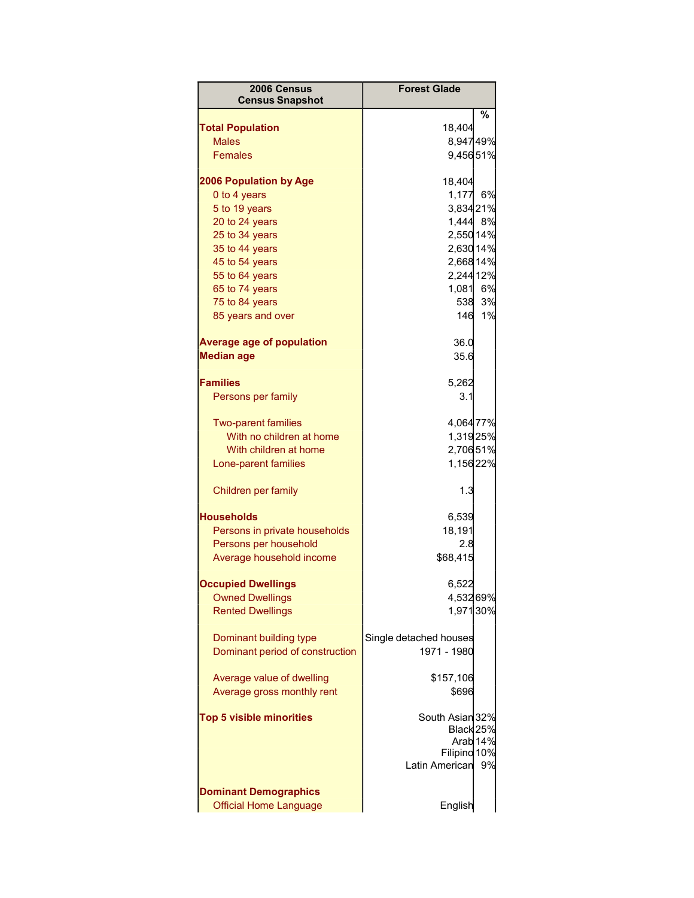| 2006 Census Census Snapshot | Forest Glade | % |
|---|---|---|
| **Total Population** | 18,404 | |
| Males | 8,947 | 49% |
| Females | 9,456 | 51% |
| | | |
| **2006 Population by Age** | 18,404 | |
| 0 to 4 years | 1,177 | 6% |
| 5 to 19 years | 3,834 | 21% |
| 20 to 24 years | 1,444 | 8% |
| 25 to 34 years | 2,550 | 14% |
| 35 to 44 years | 2,630 | 14% |
| 45 to 54 years | 2,668 | 14% |
| 55 to 64 years | 2,244 | 12% |
| 65 to 74 years | 1,081 | 6% |
| 75 to 84 years | 538 | 3% |
| 85 years and over | 146 | 1% |
| | | |
| **Average age of population** | 36.0 | |
| **Median age** | 35.6 | |
| | | |
| **Families** | 5,262 | |
| Persons per family | 3.1 | |
| | | |
| Two-parent families | 4,064 | 77% |
| With no children at home | 1,319 | 25% |
| With children at home | 2,706 | 51% |
| Lone-parent families | 1,156 | 22% |
| | | |
| Children per family | 1.3 | |
| | | |
| **Households** | 6,539 | |
| Persons in private households | 18,191 | |
| Persons per household | 2.8 | |
| Average household income | $68,415 | |
| | | |
| **Occupied Dwellings** | 6,522 | |
| Owned Dwellings | 4,532 | 69% |
| Rented Dwellings | 1,971 | 30% |
| | | |
| Dominant building type | Single detached houses | |
| Dominant period of construction | 1971 - 1980 | |
| | | |
| Average value of dwelling | $157,106 | |
| Average gross monthly rent | $696 | |
| | | |
| **Top 5 visible minorities** | South Asian | 32% |
| | Black | 25% |
| | Arab | 14% |
| | Filipino | 10% |
| | Latin American | 9% |
| | | |
| **Dominant Demographics** | | |
| Official Home Language | English | |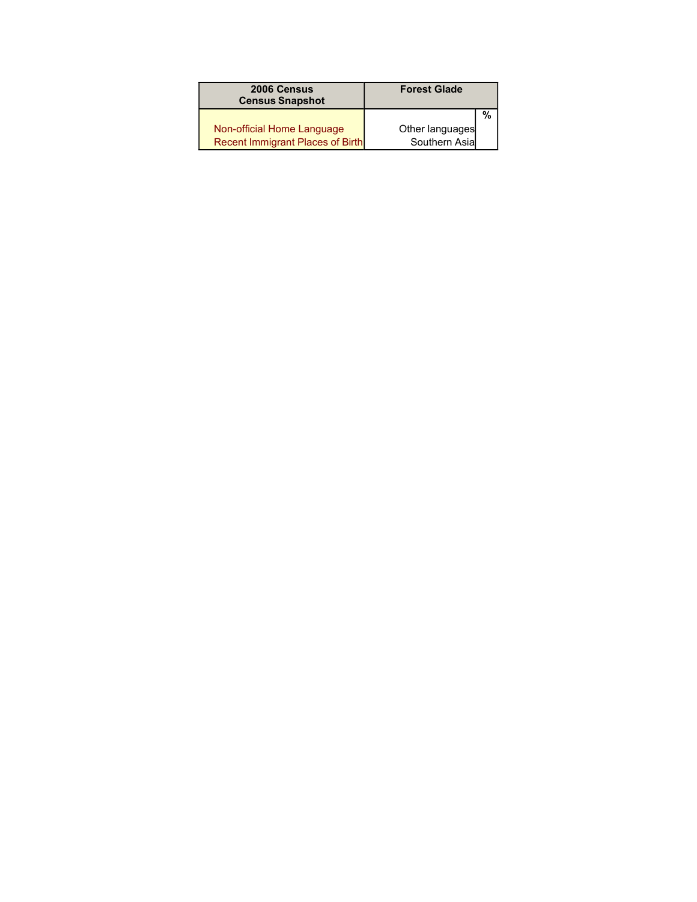| 2006 Census Census Snapshot | Forest Glade | |
|---|---|---|
| | | % |
| Non-official Home Language | Other languages | |
| Recent Immigrant Places of Birth | Southern Asia | |